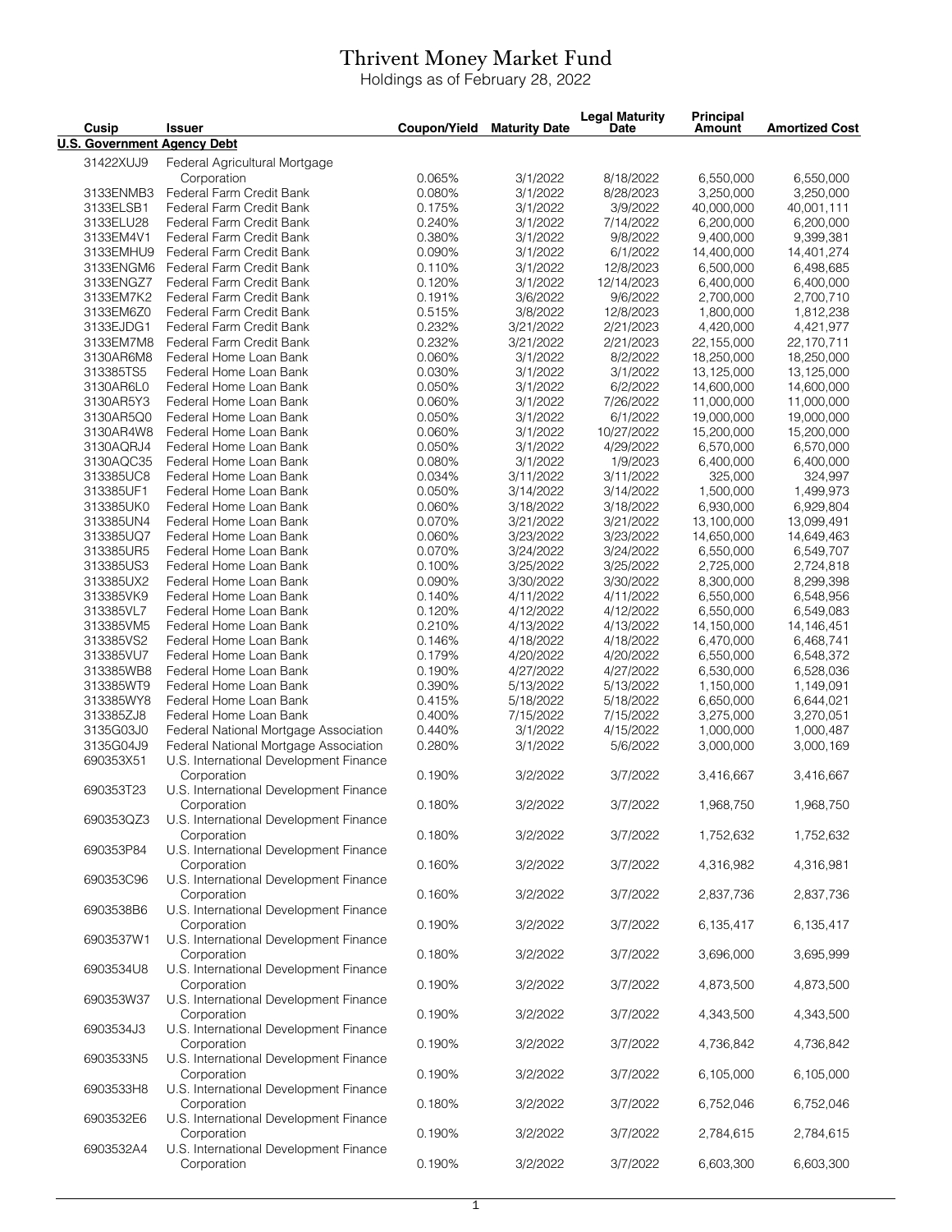# Thrivent Money Market Fund

Holdings as of February 28, 2022

| Cusip | Issuer | Coupon/Yield | Maturity Date | Legal Maturity Date | Principal Amount | Amortized Cost |
|---|---|---|---|---|---|---|
| **U.S. Government Agency Debt** | | | | | | |
| 31422XUJ9 | Federal Agricultural Mortgage Corporation | 0.065% | 3/1/2022 | 8/18/2022 | 6,550,000 | 6,550,000 |
| 3133ENMB3 | Federal Farm Credit Bank | 0.080% | 3/1/2022 | 8/28/2023 | 3,250,000 | 3,250,000 |
| 3133ELSB1 | Federal Farm Credit Bank | 0.175% | 3/1/2022 | 3/9/2022 | 40,000,000 | 40,001,111 |
| 3133ELU28 | Federal Farm Credit Bank | 0.240% | 3/1/2022 | 7/14/2022 | 6,200,000 | 6,200,000 |
| 3133EM4V1 | Federal Farm Credit Bank | 0.380% | 3/1/2022 | 9/8/2022 | 9,400,000 | 9,399,381 |
| 3133EMHU9 | Federal Farm Credit Bank | 0.090% | 3/1/2022 | 6/1/2022 | 14,400,000 | 14,401,274 |
| 3133ENGM6 | Federal Farm Credit Bank | 0.110% | 3/1/2022 | 12/8/2023 | 6,500,000 | 6,498,685 |
| 3133ENGZ7 | Federal Farm Credit Bank | 0.120% | 3/1/2022 | 12/14/2023 | 6,400,000 | 6,400,000 |
| 3133EM7K2 | Federal Farm Credit Bank | 0.191% | 3/6/2022 | 9/6/2022 | 2,700,000 | 2,700,710 |
| 3133EM6Z0 | Federal Farm Credit Bank | 0.515% | 3/8/2022 | 12/8/2023 | 1,800,000 | 1,812,238 |
| 3133EJDG1 | Federal Farm Credit Bank | 0.232% | 3/21/2022 | 2/21/2023 | 4,420,000 | 4,421,977 |
| 3133EM7M8 | Federal Farm Credit Bank | 0.232% | 3/21/2022 | 2/21/2023 | 22,155,000 | 22,170,711 |
| 3130AR6M8 | Federal Home Loan Bank | 0.060% | 3/1/2022 | 8/2/2022 | 18,250,000 | 18,250,000 |
| 313385TS5 | Federal Home Loan Bank | 0.030% | 3/1/2022 | 3/1/2022 | 13,125,000 | 13,125,000 |
| 3130AR6L0 | Federal Home Loan Bank | 0.050% | 3/1/2022 | 6/2/2022 | 14,600,000 | 14,600,000 |
| 3130AR5Y3 | Federal Home Loan Bank | 0.060% | 3/1/2022 | 7/26/2022 | 11,000,000 | 11,000,000 |
| 3130AR5Q0 | Federal Home Loan Bank | 0.050% | 3/1/2022 | 6/1/2022 | 19,000,000 | 19,000,000 |
| 3130AR4W8 | Federal Home Loan Bank | 0.060% | 3/1/2022 | 10/27/2022 | 15,200,000 | 15,200,000 |
| 3130AQRJ4 | Federal Home Loan Bank | 0.050% | 3/1/2022 | 4/29/2022 | 6,570,000 | 6,570,000 |
| 3130AQC35 | Federal Home Loan Bank | 0.080% | 3/1/2022 | 1/9/2023 | 6,400,000 | 6,400,000 |
| 313385UC8 | Federal Home Loan Bank | 0.034% | 3/11/2022 | 3/11/2022 | 325,000 | 324,997 |
| 313385UF1 | Federal Home Loan Bank | 0.050% | 3/14/2022 | 3/14/2022 | 1,500,000 | 1,499,973 |
| 313385UK0 | Federal Home Loan Bank | 0.060% | 3/18/2022 | 3/18/2022 | 6,930,000 | 6,929,804 |
| 313385UN4 | Federal Home Loan Bank | 0.070% | 3/21/2022 | 3/21/2022 | 13,100,000 | 13,099,491 |
| 313385UQ7 | Federal Home Loan Bank | 0.060% | 3/23/2022 | 3/23/2022 | 14,650,000 | 14,649,463 |
| 313385UR5 | Federal Home Loan Bank | 0.070% | 3/24/2022 | 3/24/2022 | 6,550,000 | 6,549,707 |
| 313385US3 | Federal Home Loan Bank | 0.100% | 3/25/2022 | 3/25/2022 | 2,725,000 | 2,724,818 |
| 313385UX2 | Federal Home Loan Bank | 0.090% | 3/30/2022 | 3/30/2022 | 8,300,000 | 8,299,398 |
| 313385VK9 | Federal Home Loan Bank | 0.140% | 4/11/2022 | 4/11/2022 | 6,550,000 | 6,548,956 |
| 313385VL7 | Federal Home Loan Bank | 0.120% | 4/12/2022 | 4/12/2022 | 6,550,000 | 6,549,083 |
| 313385VM5 | Federal Home Loan Bank | 0.210% | 4/13/2022 | 4/13/2022 | 14,150,000 | 14,146,451 |
| 313385VS2 | Federal Home Loan Bank | 0.146% | 4/18/2022 | 4/18/2022 | 6,470,000 | 6,468,741 |
| 313385VU7 | Federal Home Loan Bank | 0.179% | 4/20/2022 | 4/20/2022 | 6,550,000 | 6,548,372 |
| 313385WB8 | Federal Home Loan Bank | 0.190% | 4/27/2022 | 4/27/2022 | 6,530,000 | 6,528,036 |
| 313385WT9 | Federal Home Loan Bank | 0.390% | 5/13/2022 | 5/13/2022 | 1,150,000 | 1,149,091 |
| 313385WY8 | Federal Home Loan Bank | 0.415% | 5/18/2022 | 5/18/2022 | 6,650,000 | 6,644,021 |
| 313385ZJ8 | Federal Home Loan Bank | 0.400% | 7/15/2022 | 7/15/2022 | 3,275,000 | 3,270,051 |
| 3135G03J0 | Federal National Mortgage Association | 0.440% | 3/1/2022 | 4/15/2022 | 1,000,000 | 1,000,487 |
| 3135G04J9 | Federal National Mortgage Association | 0.280% | 3/1/2022 | 5/6/2022 | 3,000,000 | 3,000,169 |
| 690353X51 | U.S. International Development Finance Corporation | 0.190% | 3/2/2022 | 3/7/2022 | 3,416,667 | 3,416,667 |
| 690353T23 | U.S. International Development Finance Corporation | 0.180% | 3/2/2022 | 3/7/2022 | 1,968,750 | 1,968,750 |
| 690353QZ3 | U.S. International Development Finance Corporation | 0.180% | 3/2/2022 | 3/7/2022 | 1,752,632 | 1,752,632 |
| 690353P84 | U.S. International Development Finance Corporation | 0.160% | 3/2/2022 | 3/7/2022 | 4,316,982 | 4,316,981 |
| 690353C96 | U.S. International Development Finance Corporation | 0.160% | 3/2/2022 | 3/7/2022 | 2,837,736 | 2,837,736 |
| 6903538B6 | U.S. International Development Finance Corporation | 0.190% | 3/2/2022 | 3/7/2022 | 6,135,417 | 6,135,417 |
| 6903537W1 | U.S. International Development Finance Corporation | 0.180% | 3/2/2022 | 3/7/2022 | 3,696,000 | 3,695,999 |
| 6903534U8 | U.S. International Development Finance Corporation | 0.190% | 3/2/2022 | 3/7/2022 | 4,873,500 | 4,873,500 |
| 690353W37 | U.S. International Development Finance Corporation | 0.190% | 3/2/2022 | 3/7/2022 | 4,343,500 | 4,343,500 |
| 6903534J3 | U.S. International Development Finance Corporation | 0.190% | 3/2/2022 | 3/7/2022 | 4,736,842 | 4,736,842 |
| 6903533N5 | U.S. International Development Finance Corporation | 0.190% | 3/2/2022 | 3/7/2022 | 6,105,000 | 6,105,000 |
| 6903533H8 | U.S. International Development Finance Corporation | 0.180% | 3/2/2022 | 3/7/2022 | 6,752,046 | 6,752,046 |
| 6903532E6 | U.S. International Development Finance Corporation | 0.190% | 3/2/2022 | 3/7/2022 | 2,784,615 | 2,784,615 |
| 6903532A4 | U.S. International Development Finance Corporation | 0.190% | 3/2/2022 | 3/7/2022 | 6,603,300 | 6,603,300 |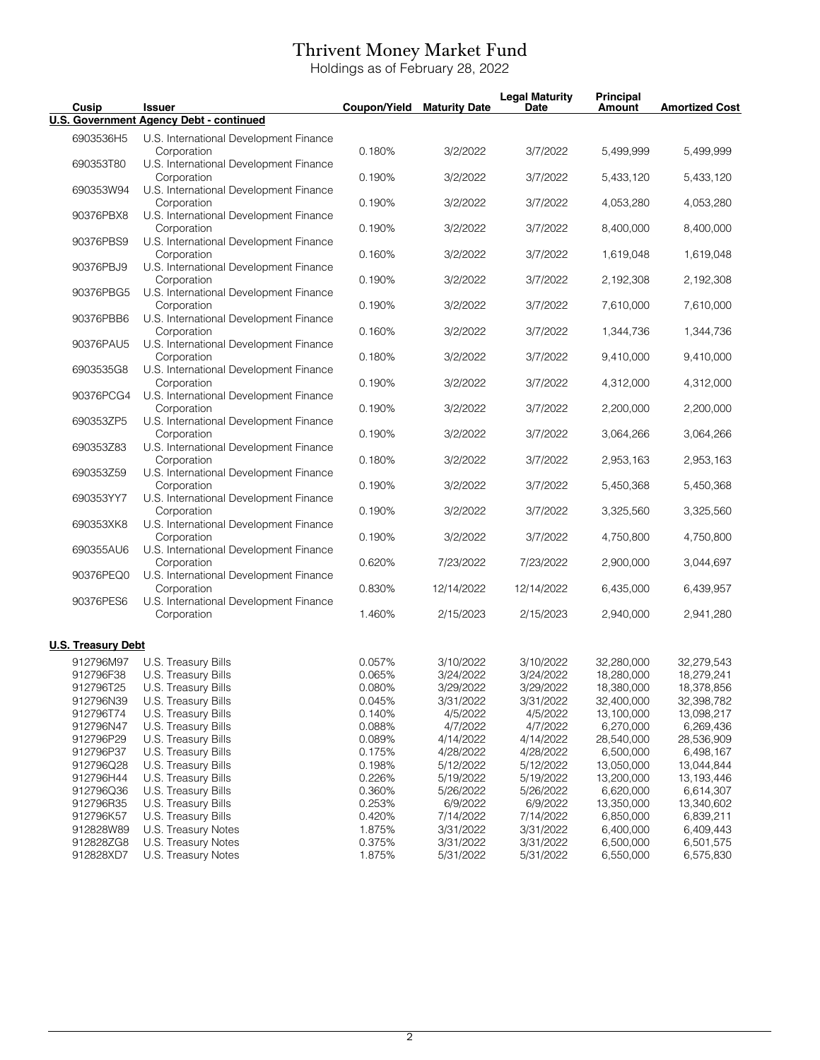# Thrivent Money Market Fund

Holdings as of February 28, 2022

| Cusip | Issuer | Coupon/Yield | Maturity Date | Legal Maturity Date | Principal Amount | Amortized Cost |
|---|---|---|---|---|---|---|
| **U.S. Government Agency Debt - continued** | | | | | | |
| 6903536H5 | U.S. International Development Finance Corporation | 0.180% | 3/2/2022 | 3/7/2022 | 5,499,999 | 5,499,999 |
| 690353T80 | U.S. International Development Finance Corporation | 0.190% | 3/2/2022 | 3/7/2022 | 5,433,120 | 5,433,120 |
| 690353W94 | U.S. International Development Finance Corporation | 0.190% | 3/2/2022 | 3/7/2022 | 4,053,280 | 4,053,280 |
| 90376PBX8 | U.S. International Development Finance Corporation | 0.190% | 3/2/2022 | 3/7/2022 | 8,400,000 | 8,400,000 |
| 90376PBS9 | U.S. International Development Finance Corporation | 0.160% | 3/2/2022 | 3/7/2022 | 1,619,048 | 1,619,048 |
| 90376PBJ9 | U.S. International Development Finance Corporation | 0.190% | 3/2/2022 | 3/7/2022 | 2,192,308 | 2,192,308 |
| 90376PBG5 | U.S. International Development Finance Corporation | 0.190% | 3/2/2022 | 3/7/2022 | 7,610,000 | 7,610,000 |
| 90376PBB6 | U.S. International Development Finance Corporation | 0.160% | 3/2/2022 | 3/7/2022 | 1,344,736 | 1,344,736 |
| 90376PAU5 | U.S. International Development Finance Corporation | 0.180% | 3/2/2022 | 3/7/2022 | 9,410,000 | 9,410,000 |
| 6903535G8 | U.S. International Development Finance Corporation | 0.190% | 3/2/2022 | 3/7/2022 | 4,312,000 | 4,312,000 |
| 90376PCG4 | U.S. International Development Finance Corporation | 0.190% | 3/2/2022 | 3/7/2022 | 2,200,000 | 2,200,000 |
| 690353ZP5 | U.S. International Development Finance Corporation | 0.190% | 3/2/2022 | 3/7/2022 | 3,064,266 | 3,064,266 |
| 690353Z83 | U.S. International Development Finance Corporation | 0.180% | 3/2/2022 | 3/7/2022 | 2,953,163 | 2,953,163 |
| 690353Z59 | U.S. International Development Finance Corporation | 0.190% | 3/2/2022 | 3/7/2022 | 5,450,368 | 5,450,368 |
| 690353YY7 | U.S. International Development Finance Corporation | 0.190% | 3/2/2022 | 3/7/2022 | 3,325,560 | 3,325,560 |
| 690353XK8 | U.S. International Development Finance Corporation | 0.190% | 3/2/2022 | 3/7/2022 | 4,750,800 | 4,750,800 |
| 690355AU6 | U.S. International Development Finance Corporation | 0.620% | 7/23/2022 | 7/23/2022 | 2,900,000 | 3,044,697 |
| 90376PEQ0 | U.S. International Development Finance Corporation | 0.830% | 12/14/2022 | 12/14/2022 | 6,435,000 | 6,439,957 |
| 90376PES6 | U.S. International Development Finance Corporation | 1.460% | 2/15/2023 | 2/15/2023 | 2,940,000 | 2,941,280 |
| **U.S. Treasury Debt** | | | | | | |
| 912796M97 | U.S. Treasury Bills | 0.057% | 3/10/2022 | 3/10/2022 | 32,280,000 | 32,279,543 |
| 912796F38 | U.S. Treasury Bills | 0.065% | 3/24/2022 | 3/24/2022 | 18,280,000 | 18,279,241 |
| 912796T25 | U.S. Treasury Bills | 0.080% | 3/29/2022 | 3/29/2022 | 18,380,000 | 18,378,856 |
| 912796N39 | U.S. Treasury Bills | 0.045% | 3/31/2022 | 3/31/2022 | 32,400,000 | 32,398,782 |
| 912796T74 | U.S. Treasury Bills | 0.140% | 4/5/2022 | 4/5/2022 | 13,100,000 | 13,098,217 |
| 912796N47 | U.S. Treasury Bills | 0.088% | 4/7/2022 | 4/7/2022 | 6,270,000 | 6,269,436 |
| 912796P29 | U.S. Treasury Bills | 0.089% | 4/14/2022 | 4/14/2022 | 28,540,000 | 28,536,909 |
| 912796P37 | U.S. Treasury Bills | 0.175% | 4/28/2022 | 4/28/2022 | 6,500,000 | 6,498,167 |
| 912796Q28 | U.S. Treasury Bills | 0.198% | 5/12/2022 | 5/12/2022 | 13,050,000 | 13,044,844 |
| 912796H44 | U.S. Treasury Bills | 0.226% | 5/19/2022 | 5/19/2022 | 13,200,000 | 13,193,446 |
| 912796Q36 | U.S. Treasury Bills | 0.360% | 5/26/2022 | 5/26/2022 | 6,620,000 | 6,614,307 |
| 912796R35 | U.S. Treasury Bills | 0.253% | 6/9/2022 | 6/9/2022 | 13,350,000 | 13,340,602 |
| 912796K57 | U.S. Treasury Bills | 0.420% | 7/14/2022 | 7/14/2022 | 6,850,000 | 6,839,211 |
| 912828W89 | U.S. Treasury Notes | 1.875% | 3/31/2022 | 3/31/2022 | 6,400,000 | 6,409,443 |
| 912828ZG8 | U.S. Treasury Notes | 0.375% | 3/31/2022 | 3/31/2022 | 6,500,000 | 6,501,575 |
| 912828XD7 | U.S. Treasury Notes | 1.875% | 5/31/2022 | 5/31/2022 | 6,550,000 | 6,575,830 |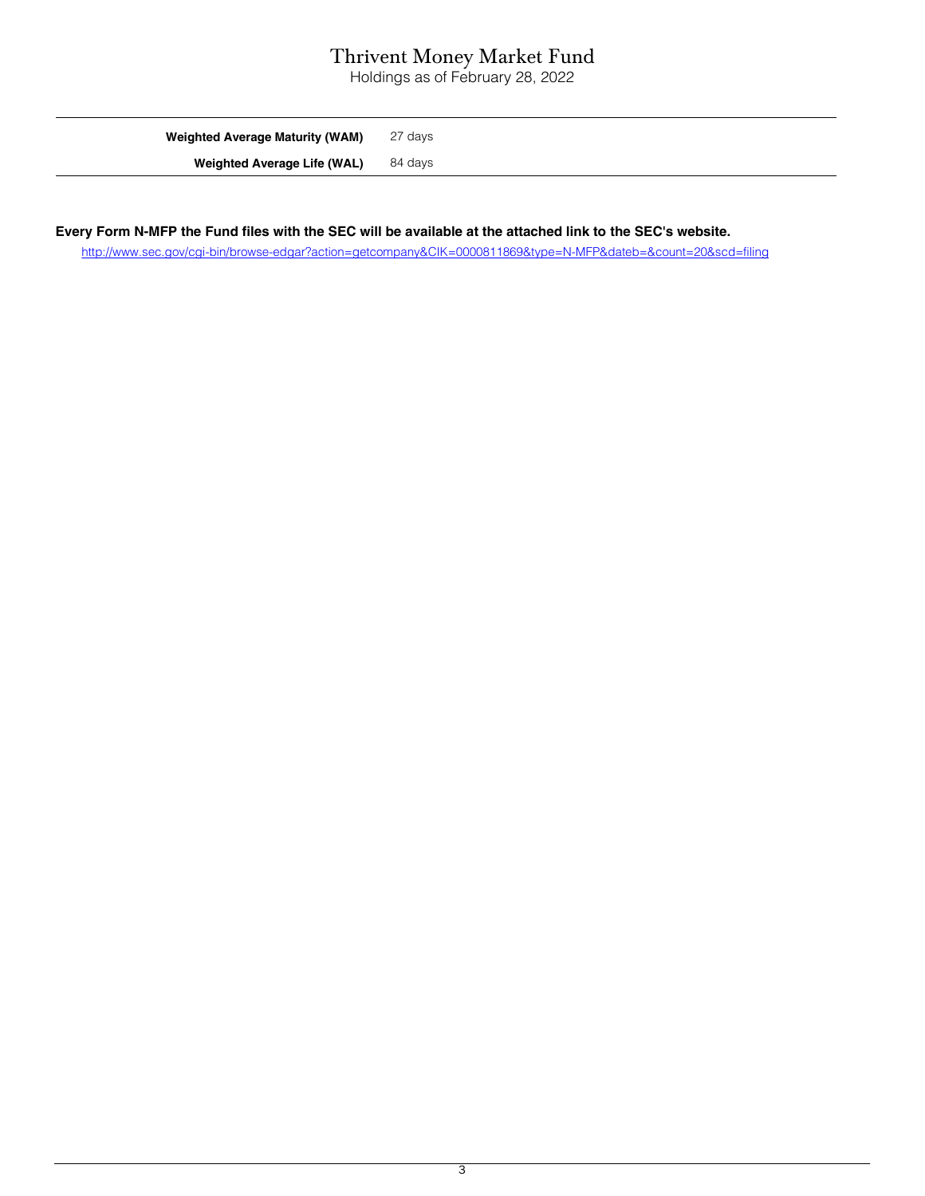# Thrivent Money Market Fund

Holdings as of February 28, 2022

| | |
|---|---|
| **Weighted Average Maturity (WAM)** | 27 days |
| **Weighted Average Life (WAL)** | 84 days |

**Every Form N-MFP the Fund files with the SEC will be available at the attached link to the SEC's website.**

http://www.sec.gov/cgi-bin/browse-edgar?action=getcompany&CIK=0000811869&type=N-MFP&dateb=&count=20&scd=filing